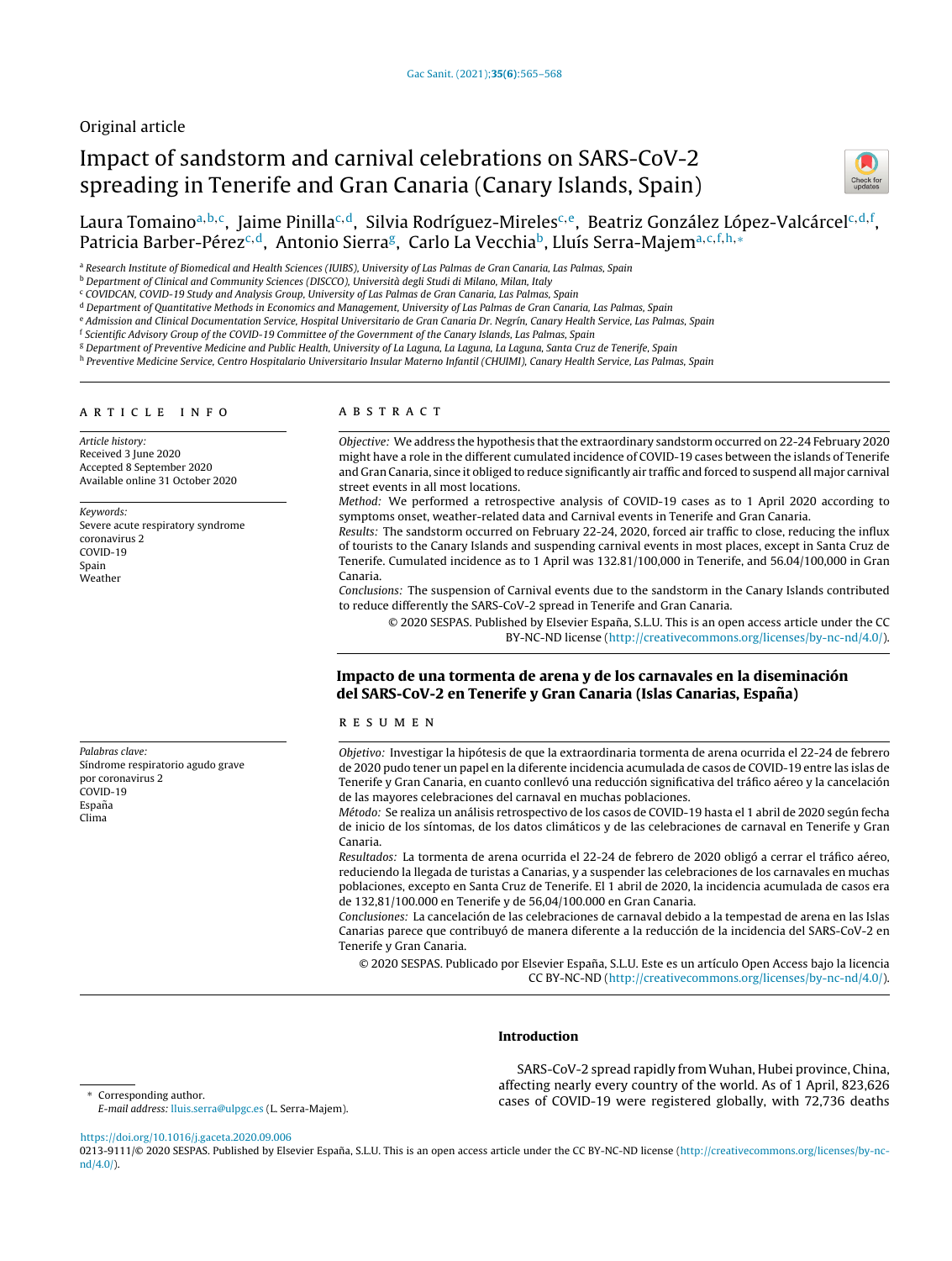Original article

# Impact of sandstorm and carnival celebrations on SARS-CoV-2 spreading in Tenerife and Gran Canaria (Canary Islands, Spain)

Laura Tomaino[a,b,c], Jaime Pinilla[c,d], Silvia Rodríguez-Mireles[c,e], Beatriz González López-Valcárcel[c,d,f], Patricia Barber-Pérez[c,d], Antonio Sierra[g], Carlo La Vecchia[b], Lluís Serra-Majem[a,c,f,h,*]

[a] Research Institute of Biomedical and Health Sciences (IUIBS), University of Las Palmas de Gran Canaria, Las Palmas, Spain
[b] Department of Clinical and Community Sciences (DISCCO), Università degli Studi di Milano, Milan, Italy
[c] COVIDCAN, COVID-19 Study and Analysis Group, University of Las Palmas de Gran Canaria, Las Palmas, Spain
[d] Department of Quantitative Methods in Economics and Management, University of Las Palmas de Gran Canaria, Las Palmas, Spain
[e] Admission and Clinical Documentation Service, Hospital Universitario de Gran Canaria Dr. Negrín, Canary Health Service, Las Palmas, Spain
[f] Scientific Advisory Group of the COVID-19 Committee of the Government of the Canary Islands, Las Palmas, Spain
[g] Department of Preventive Medicine and Public Health, University of La Laguna, La Laguna, La Laguna, Santa Cruz de Tenerife, Spain
[h] Preventive Medicine Service, Centro Hospitalario Universitario Insular Materno Infantil (CHUIMI), Canary Health Service, Las Palmas, Spain

## ARTICLE INFO

*Article history:*
Received 3 June 2020
Accepted 8 September 2020
Available online 31 October 2020

*Keywords:*
Severe acute respiratory syndrome coronavirus 2
COVID-19
Spain
Weather

## ABSTRACT

*Objective:* We address the hypothesis that the extraordinary sandstorm occurred on 22-24 February 2020 might have a role in the different cumulated incidence of COVID-19 cases between the islands of Tenerife and Gran Canaria, since it obliged to reduce significantly air traffic and forced to suspend all major carnival street events in all most locations.

*Method:* We performed a retrospective analysis of COVID-19 cases as to 1 April 2020 according to symptoms onset, weather-related data and Carnival events in Tenerife and Gran Canaria.

*Results:* The sandstorm occurred on February 22-24, 2020, forced air traffic to close, reducing the influx of tourists to the Canary Islands and suspending carnival events in most places, except in Santa Cruz de Tenerife. Cumulated incidence as to 1 April was 132.81/100,000 in Tenerife, and 56.04/100,000 in Gran Canaria.

*Conclusions:* The suspension of Carnival events due to the sandstorm in the Canary Islands contributed to reduce differently the SARS-CoV-2 spread in Tenerife and Gran Canaria.

© 2020 SESPAS. Published by Elsevier España, S.L.U. This is an open access article under the CC BY-NC-ND license (http://creativecommons.org/licenses/by-nc-nd/4.0/).

## Impacto de una tormenta de arena y de los carnavales en la diseminación del SARS-CoV-2 en Tenerife y Gran Canaria (Islas Canarias, España)

*Palabras clave:*
Síndrome respiratorio agudo grave por coronavirus 2
COVID-19
España
Clima

## RESUMEN

*Objetivo:* Investigar la hipótesis de que la extraordinaria tormenta de arena ocurrida el 22-24 de febrero de 2020 pudo tener un papel en la diferente incidencia acumulada de casos de COVID-19 entre las islas de Tenerife y Gran Canaria, en cuanto conllevó una reducción significativa del tráfico aéreo y la cancelación de las mayores celebraciones del carnaval en muchas poblaciones.

*Método:* Se realiza un análisis retrospectivo de los casos de COVID-19 hasta el 1 abril de 2020 según fecha de inicio de los síntomas, de los datos climáticos y de las celebraciones de carnaval en Tenerife y Gran Canaria.

*Resultados:* La tormenta de arena ocurrida el 22-24 de febrero de 2020 obligó a cerrar el tráfico aéreo, reduciendo la llegada de turistas a Canarias, y a suspender las celebraciones de los carnavales en muchas poblaciones, excepto en Santa Cruz de Tenerife. El 1 abril de 2020, la incidencia acumulada de casos era de 132,81/100.000 en Tenerife y de 56,04/100.000 en Gran Canaria.

*Conclusiones:* La cancelación de las celebraciones de carnaval debido a la tempestad de arena en las Islas Canarias parece que contribuyó de manera diferente a la reducción de la incidencia del SARS-CoV-2 en Tenerife y Gran Canaria.

© 2020 SESPAS. Publicado por Elsevier España, S.L.U. Este es un artículo Open Access bajo la licencia CC BY-NC-ND (http://creativecommons.org/licenses/by-nc-nd/4.0/).

## Introduction

SARS-CoV-2 spread rapidly from Wuhan, Hubei province, China, affecting nearly every country of the world. As of 1 April, 823,626 cases of COVID-19 were registered globally, with 72,736 deaths

\* Corresponding author.
*E-mail address:* lluis.serra@ulpgc.es (L. Serra-Majem).

https://doi.org/10.1016/j.gaceta.2020.09.006
0213-9111/© 2020 SESPAS. Published by Elsevier España, S.L.U. This is an open access article under the CC BY-NC-ND license (http://creativecommons.org/licenses/by-nc-nd/4.0/).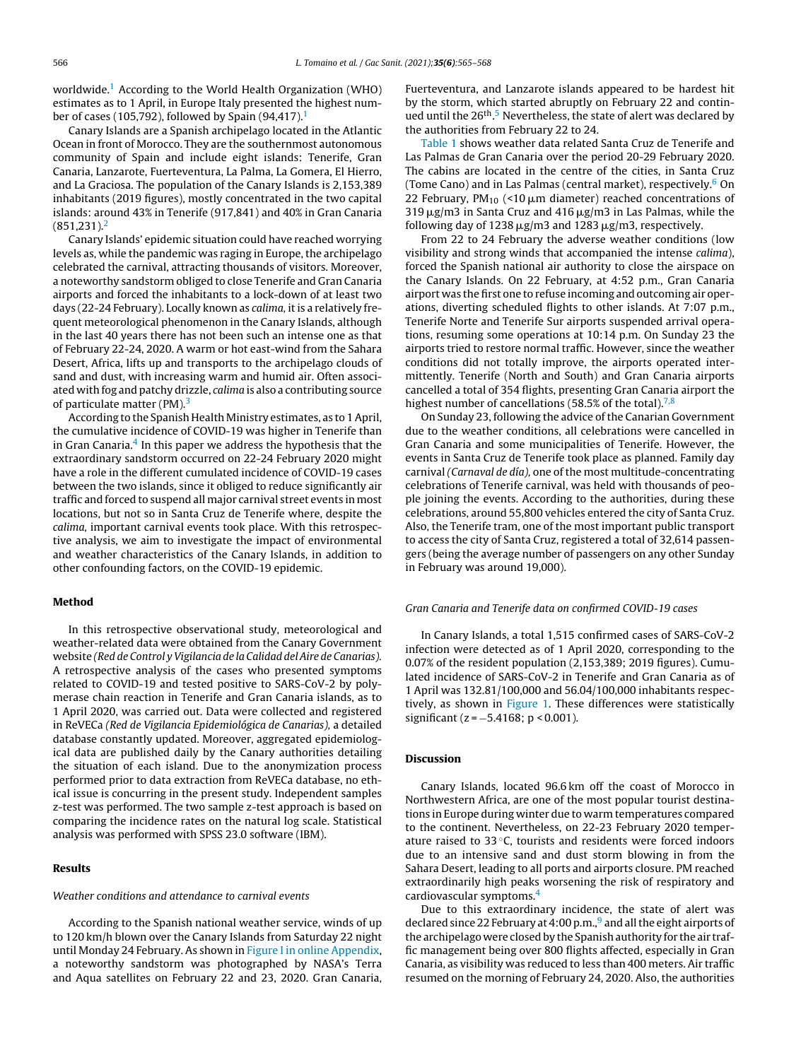worldwide.[1] According to the World Health Organization (WHO) estimates as to 1 April, in Europe Italy presented the highest number of cases (105,792), followed by Spain (94,417).[1]

Canary Islands are a Spanish archipelago located in the Atlantic Ocean in front of Morocco. They are the southernmost autonomous community of Spain and include eight islands: Tenerife, Gran Canaria, Lanzarote, Fuerteventura, La Palma, La Gomera, El Hierro, and La Graciosa. The population of the Canary Islands is 2,153,389 inhabitants (2019 figures), mostly concentrated in the two capital islands: around 43% in Tenerife (917,841) and 40% in Gran Canaria (851,231).[2]

Canary Islands' epidemic situation could have reached worrying levels as, while the pandemic was raging in Europe, the archipelago celebrated the carnival, attracting thousands of visitors. Moreover, a noteworthy sandstorm obliged to close Tenerife and Gran Canaria airports and forced the inhabitants to a lock-down of at least two days (22-24 February). Locally known as *calima*, it is a relatively frequent meteorological phenomenon in the Canary Islands, although in the last 40 years there has not been such an intense one as that of February 22-24, 2020. A warm or hot east-wind from the Sahara Desert, Africa, lifts up and transports to the archipelago clouds of sand and dust, with increasing warm and humid air. Often associated with fog and patchy drizzle, *calima* is also a contributing source of particulate matter (PM).[3]

According to the Spanish Health Ministry estimates, as to 1 April, the cumulative incidence of COVID-19 was higher in Tenerife than in Gran Canaria.[4] In this paper we address the hypothesis that the extraordinary sandstorm occurred on 22-24 February 2020 might have a role in the different cumulated incidence of COVID-19 cases between the two islands, since it obliged to reduce significantly air traffic and forced to suspend all major carnival street events in most locations, but not so in Santa Cruz de Tenerife where, despite the *calima*, important carnival events took place. With this retrospective analysis, we aim to investigate the impact of environmental and weather characteristics of the Canary Islands, in addition to other confounding factors, on the COVID-19 epidemic.

## Method

In this retrospective observational study, meteorological and weather-related data were obtained from the Canary Government website *(Red de Control y Vigilancia de la Calidad del Aire de Canarias)*. A retrospective analysis of the cases who presented symptoms related to COVID-19 and tested positive to SARS-CoV-2 by polymerase chain reaction in Tenerife and Gran Canaria islands, as to 1 April 2020, was carried out. Data were collected and registered in ReVECa *(Red de Vigilancia Epidemiológica de Canarias)*, a detailed database constantly updated. Moreover, aggregated epidemiological data are published daily by the Canary authorities detailing the situation of each island. Due to the anonymization process performed prior to data extraction from ReVECa database, no ethical issue is concurring in the present study. Independent samples z-test was performed. The two sample z-test approach is based on comparing the incidence rates on the natural log scale. Statistical analysis was performed with SPSS 23.0 software (IBM).

## Results

### *Weather conditions and attendance to carnival events*

According to the Spanish national weather service, winds of up to 120 km/h blown over the Canary Islands from Saturday 22 night until Monday 24 February. As shown in Figure I in online Appendix, a noteworthy sandstorm was photographed by NASA's Terra and Aqua satellites on February 22 and 23, 2020. Gran Canaria, Fuerteventura, and Lanzarote islands appeared to be hardest hit by the storm, which started abruptly on February 22 and continued until the 26th.[5] Nevertheless, the state of alert was declared by the authorities from February 22 to 24.

Table 1 shows weather data related Santa Cruz de Tenerife and Las Palmas de Gran Canaria over the period 20-29 February 2020. The cabins are located in the centre of the cities, in Santa Cruz (Tome Cano) and in Las Palmas (central market), respectively.[6] On 22 February, $PM_{10}$ (<10 μm diameter) reached concentrations of 319 μg/m3 in Santa Cruz and 416 μg/m3 in Las Palmas, while the following day of 1238 μg/m3 and 1283 μg/m3, respectively.

From 22 to 24 February the adverse weather conditions (low visibility and strong winds that accompanied the intense *calima*), forced the Spanish national air authority to close the airspace on the Canary Islands. On 22 February, at 4:52 p.m., Gran Canaria airport was the first one to refuse incoming and outcoming air operations, diverting scheduled flights to other islands. At 7:07 p.m., Tenerife Norte and Tenerife Sur airports suspended arrival operations, resuming some operations at 10:14 p.m. On Sunday 23 the airports tried to restore normal traffic. However, since the weather conditions did not totally improve, the airports operated intermittently. Tenerife (North and South) and Gran Canaria airports cancelled a total of 354 flights, presenting Gran Canaria airport the highest number of cancellations (58.5% of the total).[7,8]

On Sunday 23, following the advice of the Canarian Government due to the weather conditions, all celebrations were cancelled in Gran Canaria and some municipalities of Tenerife. However, the events in Santa Cruz de Tenerife took place as planned. Family day carnival *(Carnaval de día)*, one of the most multitude-concentrating celebrations of Tenerife carnival, was held with thousands of people joining the events. According to the authorities, during these celebrations, around 55,800 vehicles entered the city of Santa Cruz. Also, the Tenerife tram, one of the most important public transport to access the city of Santa Cruz, registered a total of 32,614 passengers (being the average number of passengers on any other Sunday in February was around 19,000).

### *Gran Canaria and Tenerife data on confirmed COVID-19 cases*

In Canary Islands, a total 1,515 confirmed cases of SARS-CoV-2 infection were detected as of 1 April 2020, corresponding to the 0.07% of the resident population (2,153,389; 2019 figures). Cumulated incidence of SARS-CoV-2 in Tenerife and Gran Canaria as of 1 April was 132.81/100,000 and 56.04/100,000 inhabitants respectively, as shown in Figure 1. These differences were statistically significant ($z = -5.4168$; $p < 0.001$).

## Discussion

Canary Islands, located 96.6 km off the coast of Morocco in Northwestern Africa, are one of the most popular tourist destinations in Europe during winter due to warm temperatures compared to the continent. Nevertheless, on 22-23 February 2020 temperature raised to 33 °C, tourists and residents were forced indoors due to an intensive sand and dust storm blowing in from the Sahara Desert, leading to all ports and airports closure. PM reached extraordinarily high peaks worsening the risk of respiratory and cardiovascular symptoms.[4]

Due to this extraordinary incidence, the state of alert was declared since 22 February at 4:00 p.m.,[9] and all the eight airports of the archipelago were closed by the Spanish authority for the air traffic management being over 800 flights affected, especially in Gran Canaria, as visibility was reduced to less than 400 meters. Air traffic resumed on the morning of February 24, 2020. Also, the authorities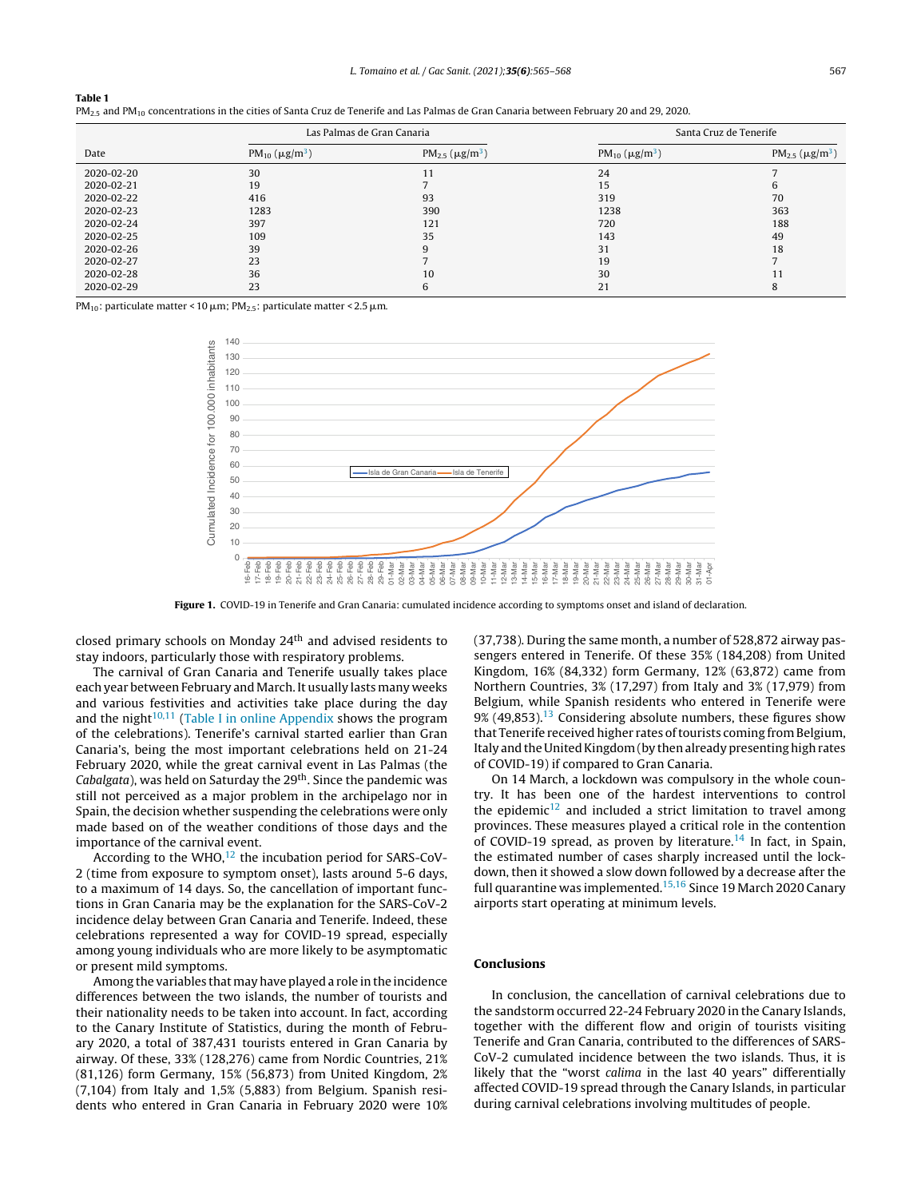**Table 1**
$PM_{2.5}$ and $PM_{10}$ concentrations in the cities of Santa Cruz de Tenerife and Las Palmas de Gran Canaria between February 20 and 29, 2020.

| | Las Palmas de Gran Canaria | | Santa Cruz de Tenerife | |
|---|---|---|---|---|
| Date | $PM_{10}$ (μg/m$^3$) | $PM_{2.5}$ (μg/m$^3$) | $PM_{10}$ (μg/m$^3$) | $PM_{2.5}$ (μg/m$^3$) |
| 2020-02-20 | 30 | 11 | 24 | 7 |
| 2020-02-21 | 19 | 7 | 15 | 6 |
| 2020-02-22 | 416 | 93 | 319 | 70 |
| 2020-02-23 | 1283 | 390 | 1238 | 363 |
| 2020-02-24 | 397 | 121 | 720 | 188 |
| 2020-02-25 | 109 | 35 | 143 | 49 |
| 2020-02-26 | 39 | 9 | 31 | 18 |
| 2020-02-27 | 23 | 7 | 19 | 7 |
| 2020-02-28 | 36 | 10 | 30 | 11 |
| 2020-02-29 | 23 | 6 | 21 | 8 |

$PM_{10}$: particulate matter < 10 μm; $PM_{2.5}$: particulate matter < 2.5 μm.

**Figure 1.** COVID-19 in Tenerife and Gran Canaria: cumulated incidence according to symptoms onset and island of declaration.

closed primary schools on Monday 24th and advised residents to stay indoors, particularly those with respiratory problems.

The carnival of Gran Canaria and Tenerife usually takes place each year between February and March. It usually lasts many weeks and various festivities and activities take place during the day and the night[10,11] (Table I in online Appendix shows the program of the celebrations). Tenerife's carnival started earlier than Gran Canaria's, being the most important celebrations held on 21-24 February 2020, while the great carnival event in Las Palmas (the *Cabalgata*), was held on Saturday the 29th. Since the pandemic was still not perceived as a major problem in the archipelago nor in Spain, the decision whether suspending the celebrations were only made based on of the weather conditions of those days and the importance of the carnival event.

According to the WHO,[12] the incubation period for SARS-CoV-2 (time from exposure to symptom onset), lasts around 5-6 days, to a maximum of 14 days. So, the cancellation of important functions in Gran Canaria may be the explanation for the SARS-CoV-2 incidence delay between Gran Canaria and Tenerife. Indeed, these celebrations represented a way for COVID-19 spread, especially among young individuals who are more likely to be asymptomatic or present mild symptoms.

Among the variables that may have played a role in the incidence differences between the two islands, the number of tourists and their nationality needs to be taken into account. In fact, according to the Canary Institute of Statistics, during the month of February 2020, a total of 387,431 tourists entered in Gran Canaria by airway. Of these, 33% (128,276) came from Nordic Countries, 21% (81,126) form Germany, 15% (56,873) from United Kingdom, 2% (7,104) from Italy and 1,5% (5,883) from Belgium. Spanish residents who entered in Gran Canaria in February 2020 were 10% (37,738). During the same month, a number of 528,872 airway passengers entered in Tenerife. Of these 35% (184,208) from United Kingdom, 16% (84,332) form Germany, 12% (63,872) came from Northern Countries, 3% (17,297) from Italy and 3% (17,979) from Belgium, while Spanish residents who entered in Tenerife were 9% (49,853).[13] Considering absolute numbers, these figures show that Tenerife received higher rates of tourists coming from Belgium, Italy and the United Kingdom (by then already presenting high rates of COVID-19) if compared to Gran Canaria.

On 14 March, a lockdown was compulsory in the whole country. It has been one of the hardest interventions to control the epidemic[12] and included a strict limitation to travel among provinces. These measures played a critical role in the contention of COVID-19 spread, as proven by literature.[14] In fact, in Spain, the estimated number of cases sharply increased until the lockdown, then it showed a slow down followed by a decrease after the full quarantine was implemented.[15,16] Since 19 March 2020 Canary airports start operating at minimum levels.

## Conclusions

In conclusion, the cancellation of carnival celebrations due to the sandstorm occurred 22-24 February 2020 in the Canary Islands, together with the different flow and origin of tourists visiting Tenerife and Gran Canaria, contributed to the differences of SARS-CoV-2 cumulated incidence between the two islands. Thus, it is likely that the "worst *calima* in the last 40 years" differentially affected COVID-19 spread through the Canary Islands, in particular during carnival celebrations involving multitudes of people.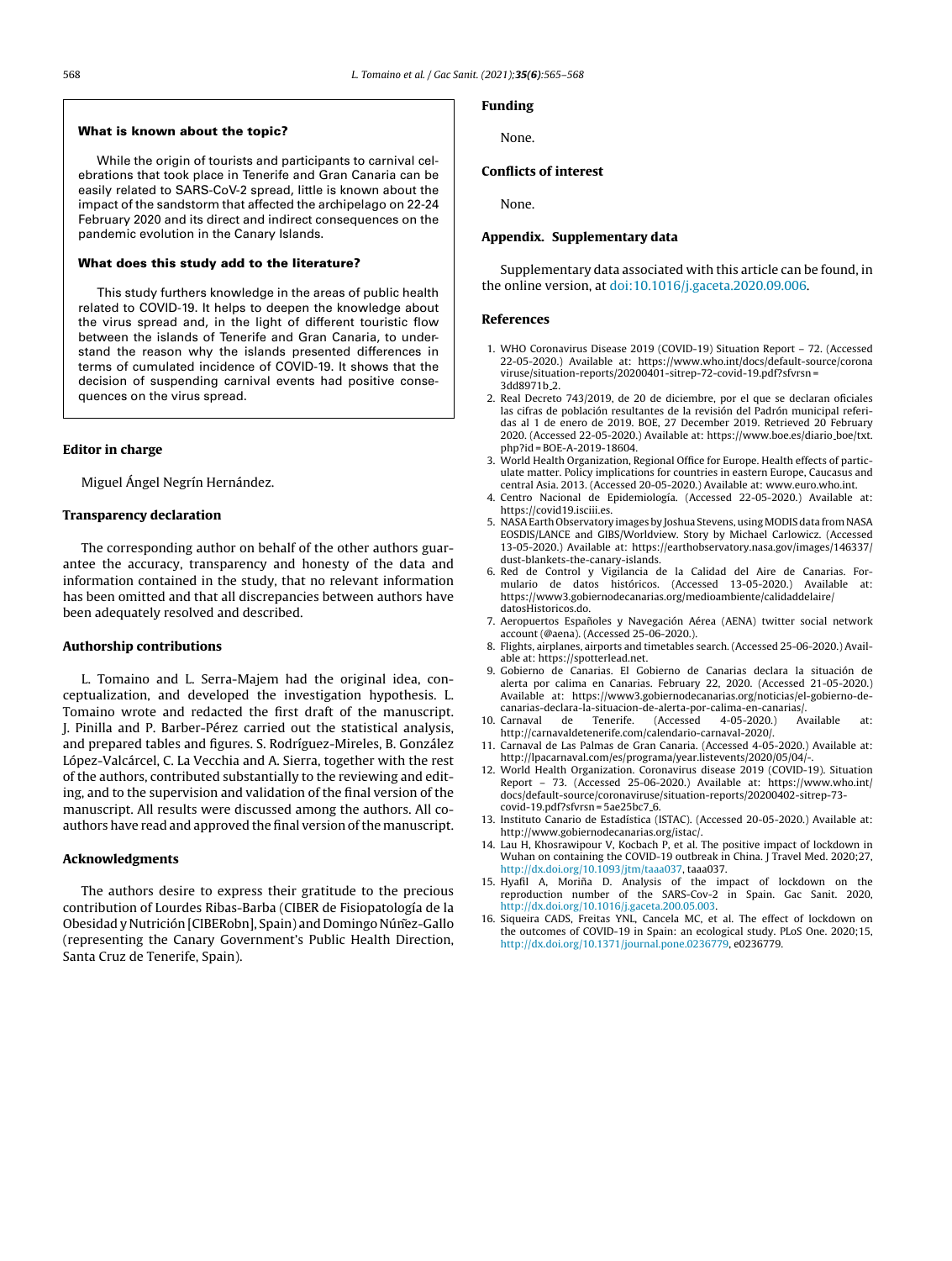### What is known about the topic?

While the origin of tourists and participants to carnival celebrations that took place in Tenerife and Gran Canaria can be easily related to SARS-CoV-2 spread, little is known about the impact of the sandstorm that affected the archipelago on 22-24 February 2020 and its direct and indirect consequences on the pandemic evolution in the Canary Islands.

### What does this study add to the literature?

This study furthers knowledge in the areas of public health related to COVID-19. It helps to deepen the knowledge about the virus spread and, in the light of different touristic flow between the islands of Tenerife and Gran Canaria, to understand the reason why the islands presented differences in terms of cumulated incidence of COVID-19. It shows that the decision of suspending carnival events had positive consequences on the virus spread.

## Editor in charge

Miguel Ángel Negrín Hernández.

## Transparency declaration

The corresponding author on behalf of the other authors guarantee the accuracy, transparency and honesty of the data and information contained in the study, that no relevant information has been omitted and that all discrepancies between authors have been adequately resolved and described.

## Authorship contributions

L. Tomaino and L. Serra-Majem had the original idea, conceptualization, and developed the investigation hypothesis. L. Tomaino wrote and redacted the first draft of the manuscript. J. Pinilla and P. Barber-Pérez carried out the statistical analysis, and prepared tables and figures. S. Rodríguez-Mireles, B. González López-Valcárcel, C. La Vecchia and A. Sierra, together with the rest of the authors, contributed substantially to the reviewing and editing, and to the supervision and validation of the final version of the manuscript. All results were discussed among the authors. All co-authors have read and approved the final version of the manuscript.

## Acknowledgments

The authors desire to express their gratitude to the precious contribution of Lourdes Ribas-Barba (CIBER de Fisiopatología de la Obesidad y Nutrición [CIBERobn], Spain) and Domingo Núñez-Gallo (representing the Canary Government's Public Health Direction, Santa Cruz de Tenerife, Spain).

## Funding

None.

## Conflicts of interest

None.

## Appendix. Supplementary data

Supplementary data associated with this article can be found, in the online version, at doi:10.1016/j.gaceta.2020.09.006.

## References

1. WHO Coronavirus Disease 2019 (COVID-19) Situation Report – 72. (Accessed 22-05-2020.) Available at: https://www.who.int/docs/default-source/coronaviruse/situation-reports/20200401-sitrep-72-covid-19.pdf?sfvrsn=3dd8971b_2.
2. Real Decreto 743/2019, de 20 de diciembre, por el que se declaran oficiales las cifras de población resultantes de la revisión del Padrón municipal referidas al 1 de enero de 2019. BOE, 27 December 2019. Retrieved 20 February 2020. (Accessed 22-05-2020.) Available at: https://www.boe.es/diario_boe/txt.php?id=BOE-A-2019-18604.
3. World Health Organization, Regional Office for Europe. Health effects of particulate matter. Policy implications for countries in eastern Europe, Caucasus and central Asia. 2013. (Accessed 20-05-2020.) Available at: www.euro.who.int.
4. Centro Nacional de Epidemiología. (Accessed 22-05-2020.) Available at: https://covid19.isciii.es.
5. NASA Earth Observatory images by Joshua Stevens, using MODIS data from NASA EOSDIS/LANCE and GIBS/Worldview. Story by Michael Carlowicz. (Accessed 13-05-2020.) Available at: https://earthobservatory.nasa.gov/images/146337/dust-blankets-the-canary-islands.
6. Red de Control y Vigilancia de la Calidad del Aire de Canarias. Formulario de datos históricos. (Accessed 13-05-2020.) Available at: https://www3.gobiernodecanarias.org/medioambiente/calidaddelaire/datosHistoricos.do.
7. Aeropuertos Españoles y Navegación Aérea (AENA) twitter social network account (@aena). (Accessed 25-06-2020.).
8. Flights, airplanes, airports and timetables search. (Accessed 25-06-2020.) Available at: https://spotterlead.net.
9. Gobierno de Canarias. El Gobierno de Canarias declara la situación de alerta por calima en Canarias. February 22, 2020. (Accessed 21-05-2020.) Available at: https://www3.gobiernodecanarias.org/noticias/el-gobierno-de-canarias-declara-la-situacion-de-alerta-por-calima-en-canarias/.
10. Carnaval de Tenerife. (Accessed 4-05-2020.) Available at: http://carnavaldetenerife.com/calendario-carnaval-2020/.
11. Carnaval de Las Palmas de Gran Canaria. (Accessed 4-05-2020.) Available at: http://lpacarnaval.com/es/programa/year.listevents/2020/05/04/-.
12. World Health Organization. Coronavirus disease 2019 (COVID-19). Situation Report – 73. (Accessed 25-06-2020.) Available at: https://www.who.int/docs/default-source/coronaviruse/situation-reports/20200402-sitrep-73-covid-19.pdf?sfvrsn=5ae25bc7_6.
13. Instituto Canario de Estadística (ISTAC). (Accessed 20-05-2020.) Available at: http://www.gobiernodecanarias.org/istac/.
14. Lau H, Khosrawipour V, Kocbach P, et al. The positive impact of lockdown in Wuhan on containing the COVID-19 outbreak in China. J Travel Med. 2020;27, http://dx.doi.org/10.1093/jtm/taaa037, taaa037.
15. Hyafil A, Moriña D. Analysis of the impact of lockdown on the reproduction number of the SARS-Cov-2 in Spain. Gac Sanit. 2020, http://dx.doi.org/10.1016/j.gaceta.200.05.003.
16. Siqueira CADS, Freitas YNL, Cancela MC, et al. The effect of lockdown on the outcomes of COVID-19 in Spain: an ecological study. PLoS One. 2020;15, http://dx.doi.org/10.1371/journal.pone.0236779, e0236779.